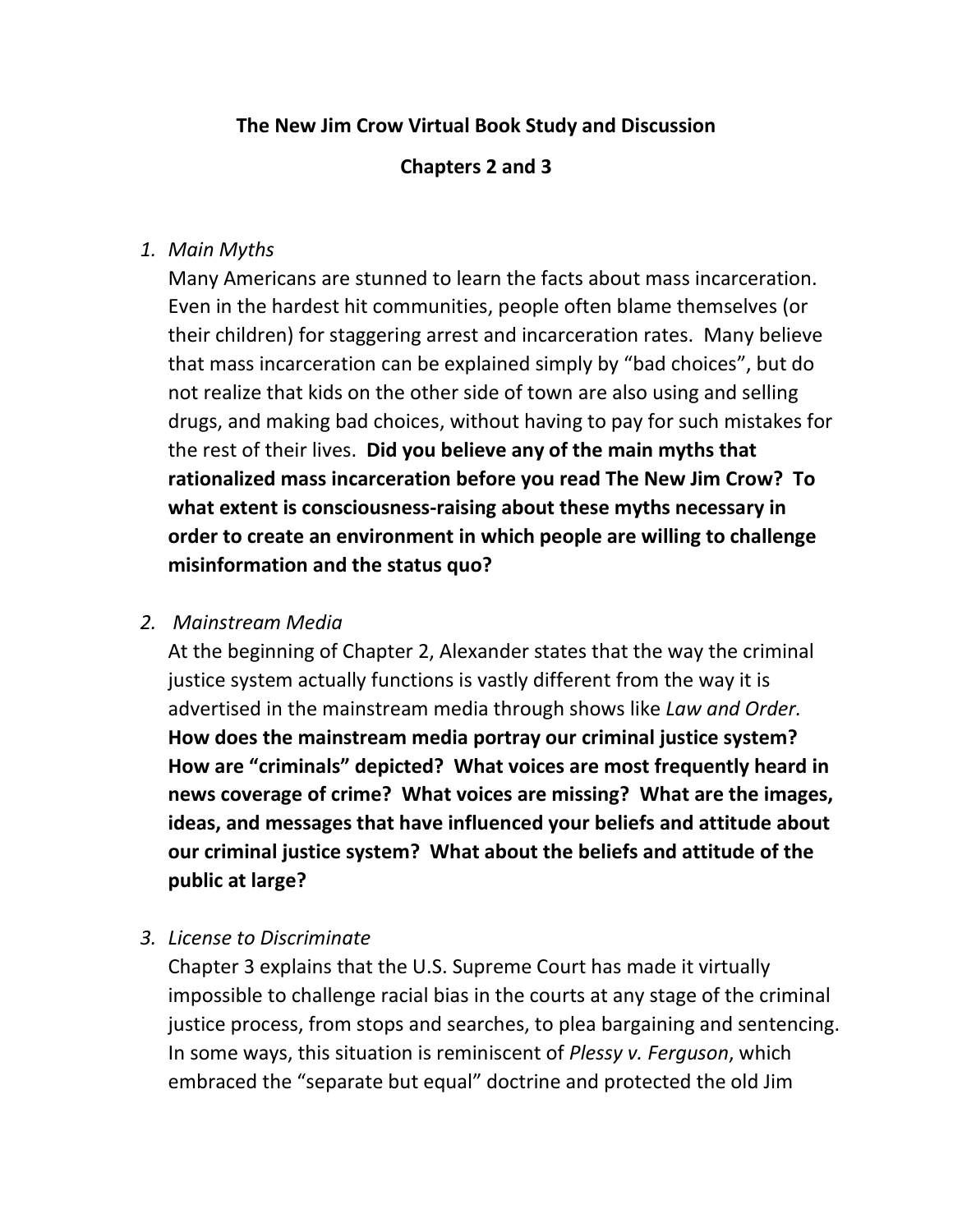**The New Jim Crow Virtual Book Study and Discussion**

**Chapters 2 and 3**

1. *Main Myths*

   Many Americans are stunned to learn the facts about mass incarceration. Even in the hardest hit communities, people often blame themselves (or their children) for staggering arrest and incarceration rates. Many believe that mass incarceration can be explained simply by "bad choices", but do not realize that kids on the other side of town are also using and selling drugs, and making bad choices, without having to pay for such mistakes for the rest of their lives. **Did you believe any of the main myths that rationalized mass incarceration before you read The New Jim Crow? To what extent is consciousness-raising about these myths necessary in order to create an environment in which people are willing to challenge misinformation and the status quo?**

2. *Mainstream Media*

   At the beginning of Chapter 2, Alexander states that the way the criminal justice system actually functions is vastly different from the way it is advertised in the mainstream media through shows like *Law and Order.* **How does the mainstream media portray our criminal justice system? How are "criminals" depicted? What voices are most frequently heard in news coverage of crime? What voices are missing? What are the images, ideas, and messages that have influenced your beliefs and attitude about our criminal justice system? What about the beliefs and attitude of the public at large?**

3. *License to Discriminate*

   Chapter 3 explains that the U.S. Supreme Court has made it virtually impossible to challenge racial bias in the courts at any stage of the criminal justice process, from stops and searches, to plea bargaining and sentencing. In some ways, this situation is reminiscent of *Plessy v. Ferguson*, which embraced the "separate but equal" doctrine and protected the old Jim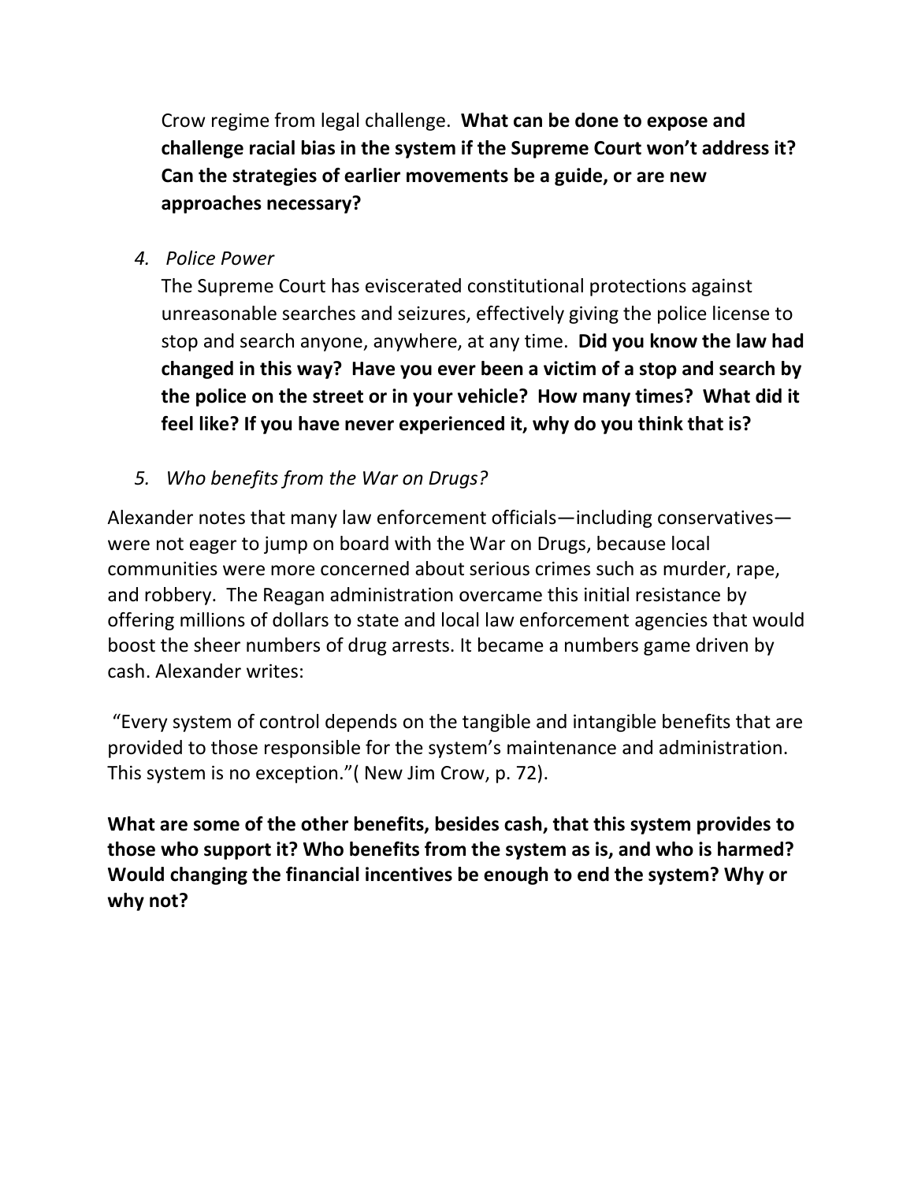Crow regime from legal challenge. **What can be done to expose and challenge racial bias in the system if the Supreme Court won't address it? Can the strategies of earlier movements be a guide, or are new approaches necessary?**

4. *Police Power*

   The Supreme Court has eviscerated constitutional protections against unreasonable searches and seizures, effectively giving the police license to stop and search anyone, anywhere, at any time. **Did you know the law had changed in this way? Have you ever been a victim of a stop and search by the police on the street or in your vehicle? How many times? What did it feel like? If you have never experienced it, why do you think that is?**

5. *Who benefits from the War on Drugs?*

Alexander notes that many law enforcement officials—including conservatives—were not eager to jump on board with the War on Drugs, because local communities were more concerned about serious crimes such as murder, rape, and robbery. The Reagan administration overcame this initial resistance by offering millions of dollars to state and local law enforcement agencies that would boost the sheer numbers of drug arrests. It became a numbers game driven by cash. Alexander writes:

"Every system of control depends on the tangible and intangible benefits that are provided to those responsible for the system's maintenance and administration. This system is no exception."( New Jim Crow, p. 72).

**What are some of the other benefits, besides cash, that this system provides to those who support it? Who benefits from the system as is, and who is harmed? Would changing the financial incentives be enough to end the system? Why or why not?**